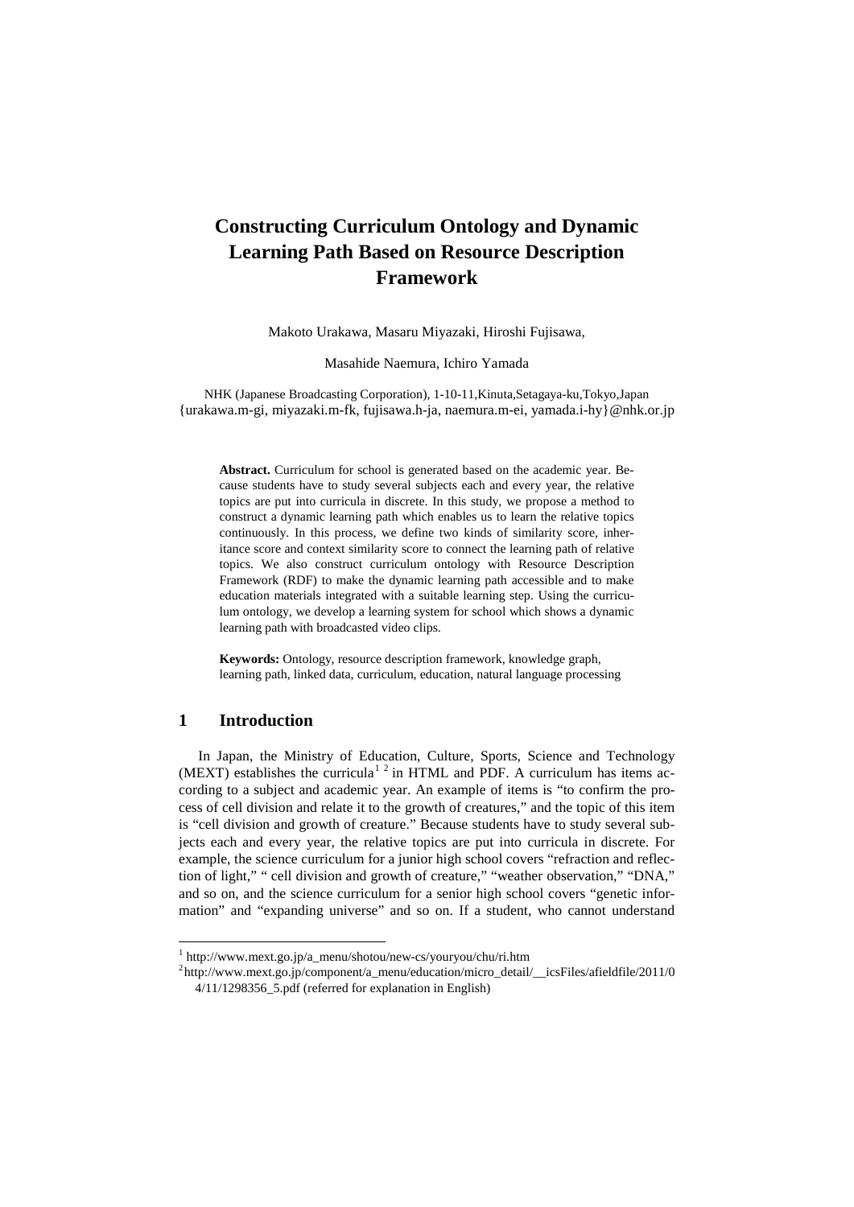# Constructing Curriculum Ontology and Dynamic Learning Path Based on Resource Description Framework

Makoto Urakawa, Masaru Miyazaki, Hiroshi Fujisawa,

Masahide Naemura, Ichiro Yamada

NHK (Japanese Broadcasting Corporation), 1-10-11,Kinuta,Setagaya-ku,Tokyo,Japan
{urakawa.m-gi, miyazaki.m-fk, fujisawa.h-ja, naemura.m-ei, yamada.i-hy}@nhk.or.jp

**Abstract.** Curriculum for school is generated based on the academic year. Because students have to study several subjects each and every year, the relative topics are put into curricula in discrete. In this study, we propose a method to construct a dynamic learning path which enables us to learn the relative topics continuously. In this process, we define two kinds of similarity score, inheritance score and context similarity score to connect the learning path of relative topics. We also construct curriculum ontology with Resource Description Framework (RDF) to make the dynamic learning path accessible and to make education materials integrated with a suitable learning step. Using the curriculum ontology, we develop a learning system for school which shows a dynamic learning path with broadcasted video clips.

**Keywords:** Ontology, resource description framework, knowledge graph, learning path, linked data, curriculum, education, natural language processing

## 1 Introduction

In Japan, the Ministry of Education, Culture, Sports, Science and Technology (MEXT) establishes the curricula[1 2] in HTML and PDF. A curriculum has items according to a subject and academic year. An example of items is "to confirm the process of cell division and relate it to the growth of creatures," and the topic of this item is "cell division and growth of creature." Because students have to study several subjects each and every year, the relative topics are put into curricula in discrete. For example, the science curriculum for a junior high school covers "refraction and reflection of light," " cell division and growth of creature," "weather observation," "DNA," and so on, and the science curriculum for a senior high school covers "genetic information" and "expanding universe" and so on. If a student, who cannot understand

---

[1] http://www.mext.go.jp/a_menu/shotou/new-cs/youryou/chu/ri.htm

[2] http://www.mext.go.jp/component/a_menu/education/micro_detail/__icsFiles/afieldfile/2011/04/11/1298356_5.pdf (referred for explanation in English)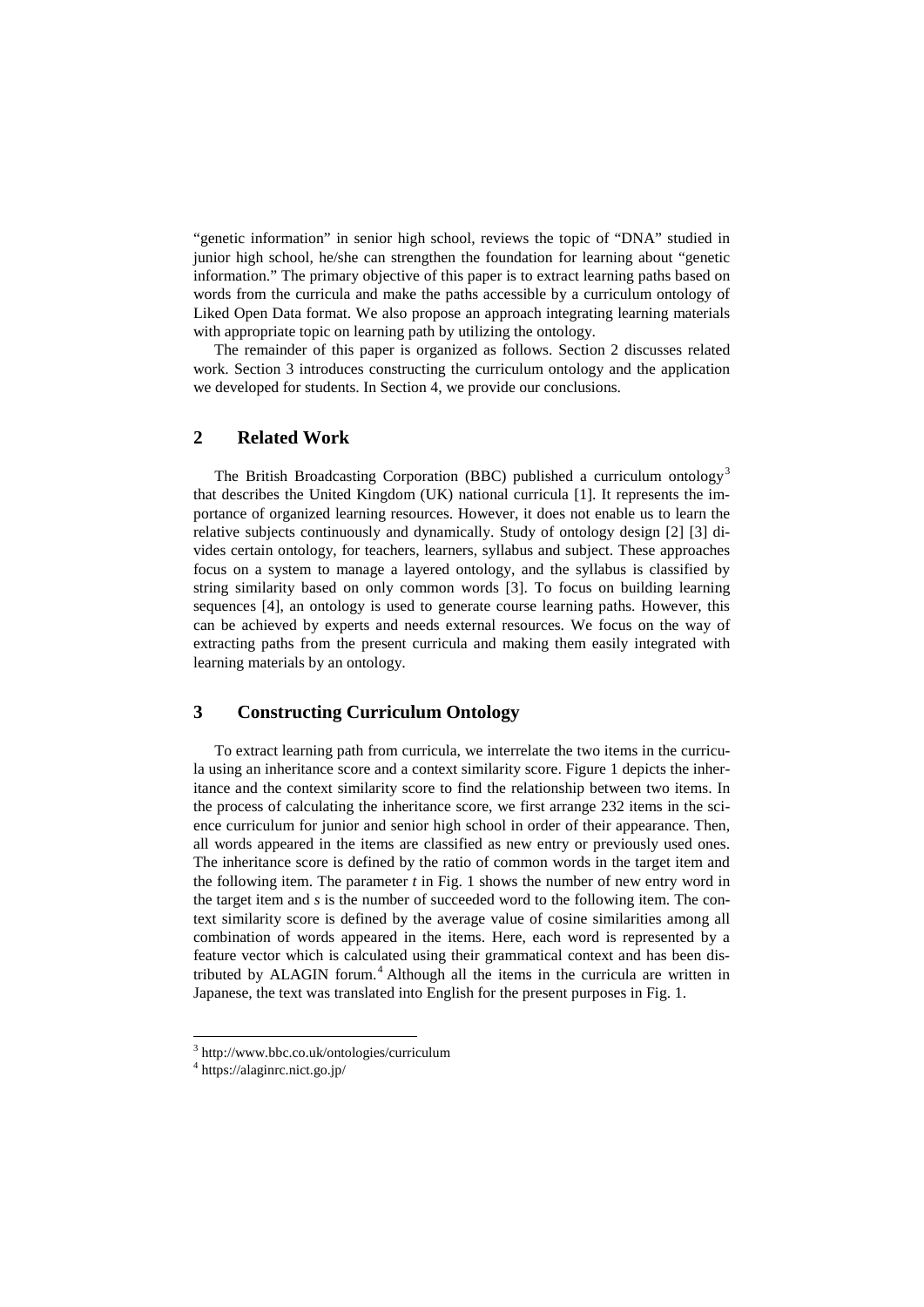"genetic information" in senior high school, reviews the topic of "DNA" studied in junior high school, he/she can strengthen the foundation for learning about "genetic information." The primary objective of this paper is to extract learning paths based on words from the curricula and make the paths accessible by a curriculum ontology of Liked Open Data format. We also propose an approach integrating learning materials with appropriate topic on learning path by utilizing the ontology.

The remainder of this paper is organized as follows. Section 2 discusses related work. Section 3 introduces constructing the curriculum ontology and the application we developed for students. In Section 4, we provide our conclusions.

## 2 Related Work

The British Broadcasting Corporation (BBC) published a curriculum ontology[3] that describes the United Kingdom (UK) national curricula [1]. It represents the importance of organized learning resources. However, it does not enable us to learn the relative subjects continuously and dynamically. Study of ontology design [2] [3] divides certain ontology, for teachers, learners, syllabus and subject. These approaches focus on a system to manage a layered ontology, and the syllabus is classified by string similarity based on only common words [3]. To focus on building learning sequences [4], an ontology is used to generate course learning paths. However, this can be achieved by experts and needs external resources. We focus on the way of extracting paths from the present curricula and making them easily integrated with learning materials by an ontology.

## 3 Constructing Curriculum Ontology

To extract learning path from curricula, we interrelate the two items in the curricula using an inheritance score and a context similarity score. Figure 1 depicts the inheritance and the context similarity score to find the relationship between two items. In the process of calculating the inheritance score, we first arrange 232 items in the science curriculum for junior and senior high school in order of their appearance. Then, all words appeared in the items are classified as new entry or previously used ones. The inheritance score is defined by the ratio of common words in the target item and the following item. The parameter $t$ in Fig. 1 shows the number of new entry word in the target item and $s$ is the number of succeeded word to the following item. The context similarity score is defined by the average value of cosine similarities among all combination of words appeared in the items. Here, each word is represented by a feature vector which is calculated using their grammatical context and has been distributed by ALAGIN forum.[4] Although all the items in the curricula are written in Japanese, the text was translated into English for the present purposes in Fig. 1.

---

[3] http://www.bbc.co.uk/ontologies/curriculum

[4] https://alaginrc.nict.go.jp/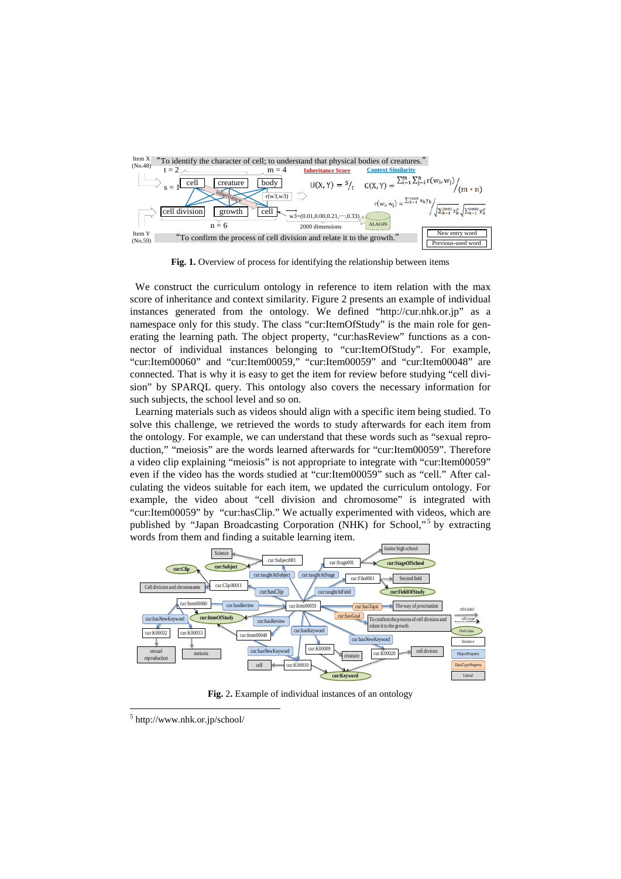**Fig. 1.** Overview of process for identifying the relationship between items

We construct the curriculum ontology in reference to item relation with the max score of inheritance and context similarity. Figure 2 presents an example of individual instances generated from the ontology. We defined "http://cur.nhk.or.jp" as a namespace only for this study. The class "cur:ItemOfStudy" is the main role for generating the learning path. The object property, "cur:hasReview" functions as a connector of individual instances belonging to "cur:ItemOfStudy". For example, "cur:Item00060" and "cur:Item00059," "cur:Item00059" and "cur:Item00048" are connected. That is why it is easy to get the item for review before studying "cell division" by SPARQL query. This ontology also covers the necessary information for such subjects, the school level and so on.

Learning materials such as videos should align with a specific item being studied. To solve this challenge, we retrieved the words to study afterwards for each item from the ontology. For example, we can understand that these words such as "sexual reproduction," "meiosis" are the words learned afterwards for "cur:Item00059". Therefore a video clip explaining "meiosis" is not appropriate to integrate with "cur:Item00059" even if the video has the words studied at "cur:Item00059" such as "cell." After calculating the videos suitable for each item, we updated the curriculum ontology. For example, the video about "cell division and chromosome" is integrated with "cur:Item00059" by "cur:hasClip." We actually experimented with videos, which are published by "Japan Broadcasting Corporation (NHK) for School,"[5] by extracting words from them and finding a suitable learning item.

**Fig.** 2. Example of individual instances of an ontology

[5] http://www.nhk.or.jp/school/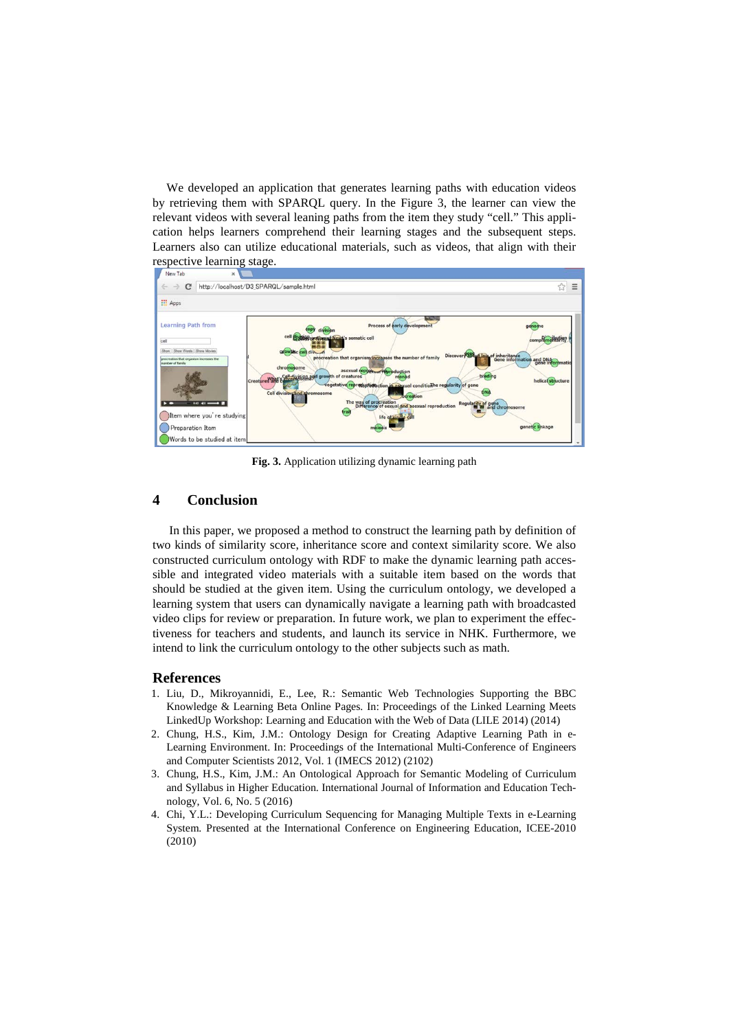We developed an application that generates learning paths with education videos by retrieving them with SPARQL query. In the Figure 3, the learner can view the relevant videos with several leaning paths from the item they study "cell." This application helps learners comprehend their learning stages and the subsequent steps. Learners also can utilize educational materials, such as videos, that align with their respective learning stage.

**Fig. 3.** Application utilizing dynamic learning path

## 4 Conclusion

In this paper, we proposed a method to construct the learning path by definition of two kinds of similarity score, inheritance score and context similarity score. We also constructed curriculum ontology with RDF to make the dynamic learning path accessible and integrated video materials with a suitable item based on the words that should be studied at the given item. Using the curriculum ontology, we developed a learning system that users can dynamically navigate a learning path with broadcasted video clips for review or preparation. In future work, we plan to experiment the effectiveness for teachers and students, and launch its service in NHK. Furthermore, we intend to link the curriculum ontology to the other subjects such as math.

## References

1. Liu, D., Mikroyannidi, E., Lee, R.: Semantic Web Technologies Supporting the BBC Knowledge & Learning Beta Online Pages. In: Proceedings of the Linked Learning Meets LinkedUp Workshop: Learning and Education with the Web of Data (LILE 2014) (2014)
2. Chung, H.S., Kim, J.M.: Ontology Design for Creating Adaptive Learning Path in e-Learning Environment. In: Proceedings of the International Multi-Conference of Engineers and Computer Scientists 2012, Vol. 1 (IMECS 2012) (2102)
3. Chung, H.S., Kim, J.M.: An Ontological Approach for Semantic Modeling of Curriculum and Syllabus in Higher Education. International Journal of Information and Education Technology, Vol. 6, No. 5 (2016)
4. Chi, Y.L.: Developing Curriculum Sequencing for Managing Multiple Texts in e-Learning System. Presented at the International Conference on Engineering Education, ICEE-2010 (2010)